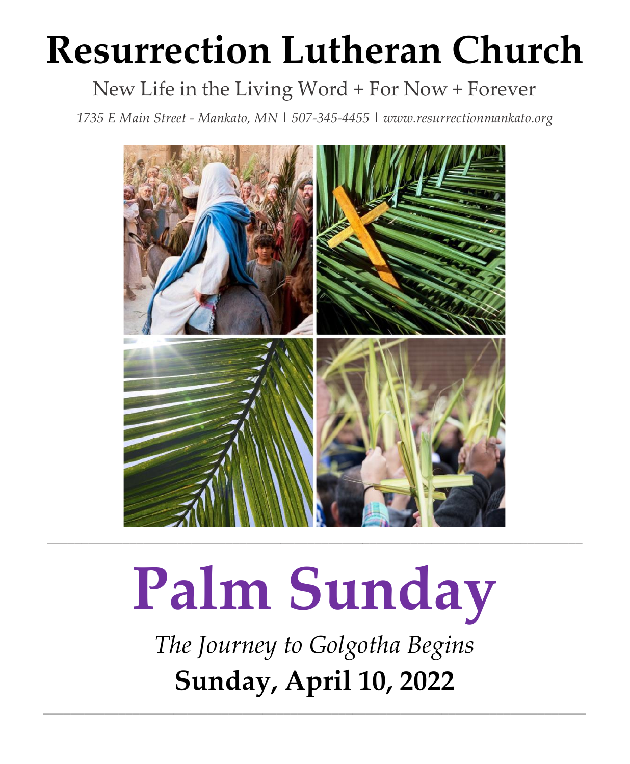# Resurrection Lutheran Church

New Life in the Living Word + For Now + Forever

*1735 E Main Street - Mankato, MN | 507-345-4455 | www.resurrectionmankato.org*

---

# Palm Sunday

*The Journey to Golgotha Begins*

**Sunday, April 10, 2022**

---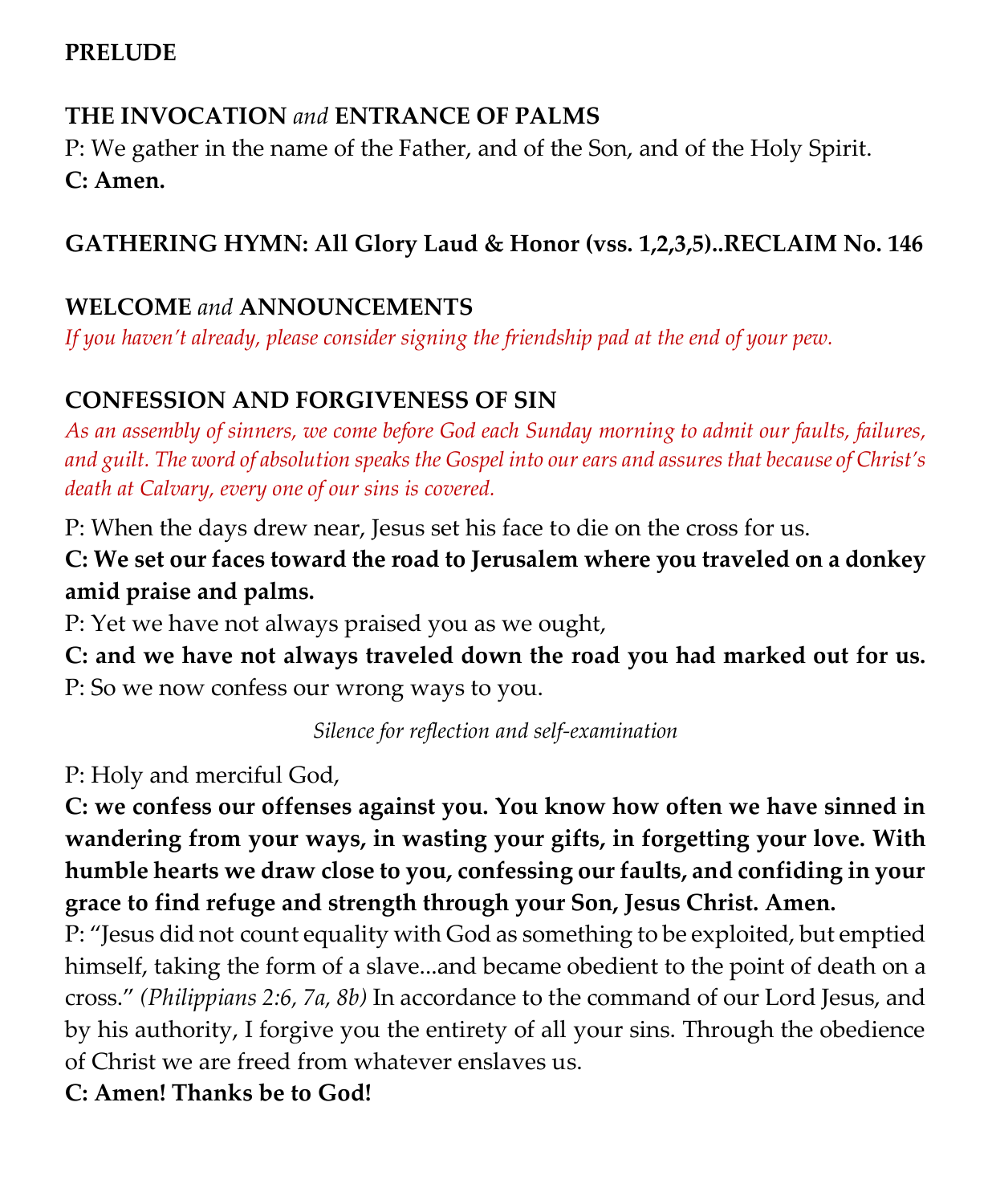**PRELUDE**

**THE INVOCATION** *and* **ENTRANCE OF PALMS**

P: We gather in the name of the Father, and of the Son, and of the Holy Spirit.

**C: Amen.**

**GATHERING HYMN: All Glory Laud & Honor (vss. 1,2,3,5)..RECLAIM No. 146**

**WELCOME** *and* **ANNOUNCEMENTS**

*If you haven't already, please consider signing the friendship pad at the end of your pew.*

**CONFESSION AND FORGIVENESS OF SIN**

*As an assembly of sinners, we come before God each Sunday morning to admit our faults, failures, and guilt. The word of absolution speaks the Gospel into our ears and assures that because of Christ's death at Calvary, every one of our sins is covered.*

P: When the days drew near, Jesus set his face to die on the cross for us.

**C: We set our faces toward the road to Jerusalem where you traveled on a donkey amid praise and palms.**

P: Yet we have not always praised you as we ought,

**C: and we have not always traveled down the road you had marked out for us.**

P: So we now confess our wrong ways to you.

*Silence for reflection and self-examination*

P: Holy and merciful God,

**C: we confess our offenses against you. You know how often we have sinned in wandering from your ways, in wasting your gifts, in forgetting your love. With humble hearts we draw close to you, confessing our faults, and confiding in your grace to find refuge and strength through your Son, Jesus Christ. Amen.**

P: "Jesus did not count equality with God as something to be exploited, but emptied himself, taking the form of a slave...and became obedient to the point of death on a cross." *(Philippians 2:6, 7a, 8b)* In accordance to the command of our Lord Jesus, and by his authority, I forgive you the entirety of all your sins. Through the obedience of Christ we are freed from whatever enslaves us.

**C: Amen! Thanks be to God!**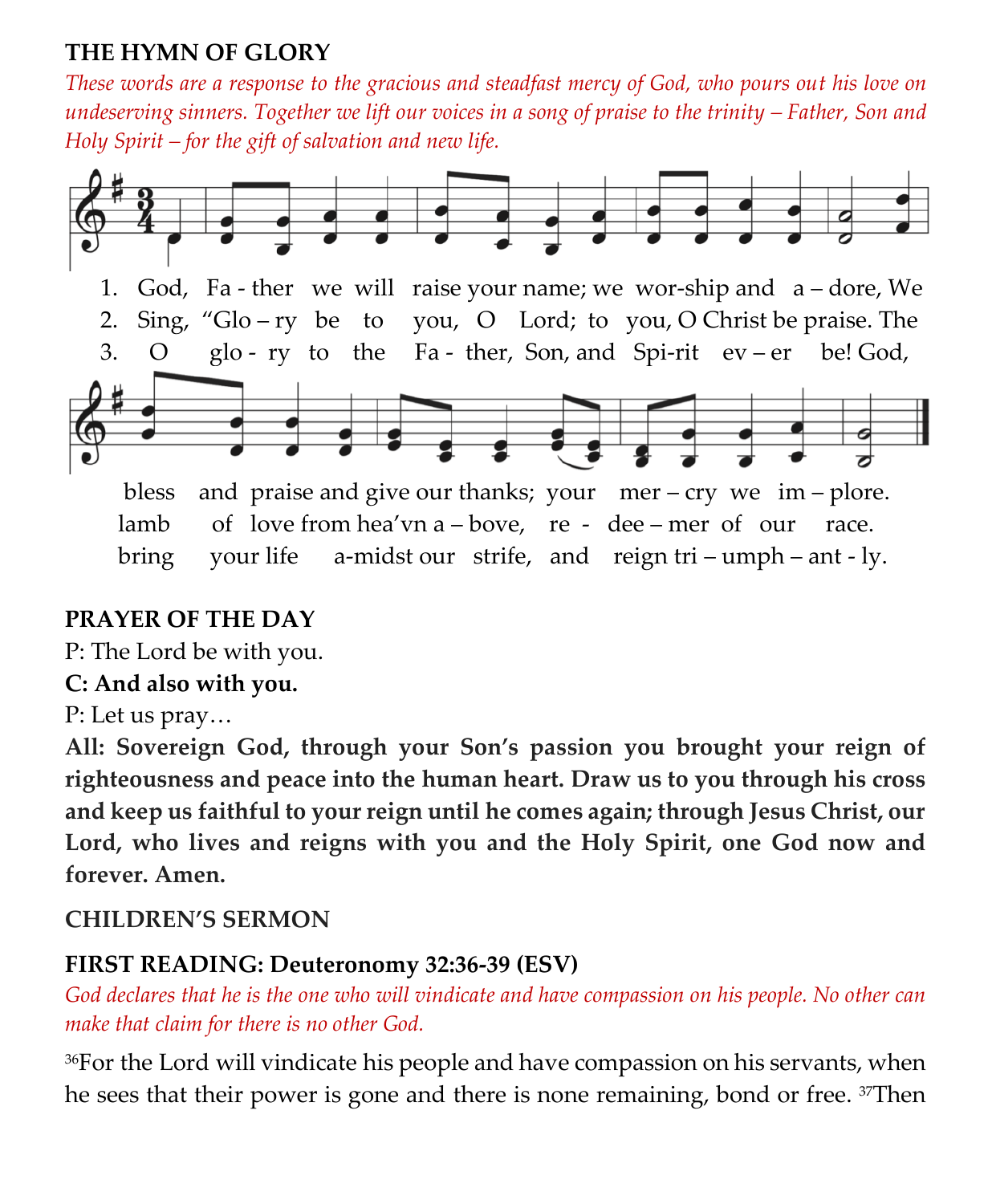**THE HYMN OF GLORY**

*These words are a response to the gracious and steadfast mercy of God, who pours out his love on undeserving sinners. Together we lift our voices in a song of praise to the trinity – Father, Son and Holy Spirit – for the gift of salvation and new life.*

1. God, Fa - ther we will raise your name; we wor-ship and a – dore, We bless and praise and give our thanks; your mer – cry we im – plore.
2. Sing, "Glo – ry be to you, O Lord; to you, O Christ be praise. The lamb of love from hea'vn a – bove, re - dee – mer of our race.
3. O glo - ry to the Fa - ther, Son, and Spi-rit ev – er be! God, bring your life a-midst our strife, and reign tri – umph – ant - ly.

**PRAYER OF THE DAY**

P: The Lord be with you.

**C: And also with you.**

P: Let us pray…

**All: Sovereign God, through your Son's passion you brought your reign of righteousness and peace into the human heart. Draw us to you through his cross and keep us faithful to your reign until he comes again; through Jesus Christ, our Lord, who lives and reigns with you and the Holy Spirit, one God now and forever. Amen.**

**CHILDREN'S SERMON**

**FIRST READING: Deuteronomy 32:36-39 (ESV)**

*God declares that he is the one who will vindicate and have compassion on his people. No other can make that claim for there is no other God.*

[36]For the Lord will vindicate his people and have compassion on his servants, when he sees that their power is gone and there is none remaining, bond or free. [37]Then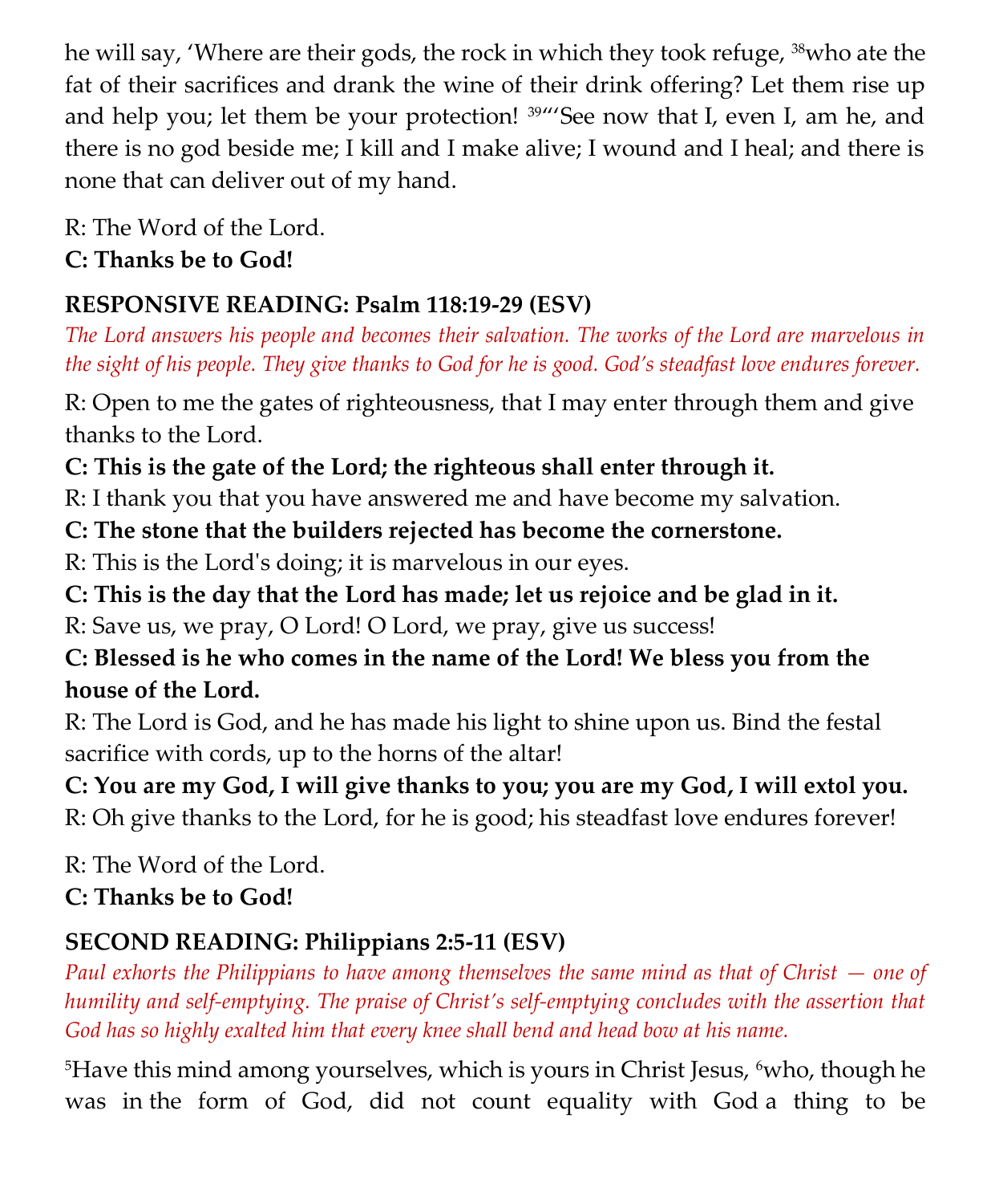he will say, 'Where are their gods, the rock in which they took refuge, [38]who ate the fat of their sacrifices and drank the wine of their drink offering? Let them rise up and help you; let them be your protection! [39]"'See now that I, even I, am he, and there is no god beside me; I kill and I make alive; I wound and I heal; and there is none that can deliver out of my hand.

R: The Word of the Lord.
**C: Thanks be to God!**

**RESPONSIVE READING: Psalm 118:19-29 (ESV)**

*The Lord answers his people and becomes their salvation. The works of the Lord are marvelous in the sight of his people. They give thanks to God for he is good. God's steadfast love endures forever.*

R: Open to me the gates of righteousness, that I may enter through them and give thanks to the Lord.
**C: This is the gate of the Lord; the righteous shall enter through it.**
R: I thank you that you have answered me and have become my salvation.
**C: The stone that the builders rejected has become the cornerstone.**
R: This is the Lord's doing; it is marvelous in our eyes.
**C: This is the day that the Lord has made; let us rejoice and be glad in it.**
R: Save us, we pray, O Lord! O Lord, we pray, give us success!
**C: Blessed is he who comes in the name of the Lord! We bless you from the house of the Lord.**
R: The Lord is God, and he has made his light to shine upon us. Bind the festal sacrifice with cords, up to the horns of the altar!
**C: You are my God, I will give thanks to you; you are my God, I will extol you.**
R: Oh give thanks to the Lord, for he is good; his steadfast love endures forever!

R: The Word of the Lord.
**C: Thanks be to God!**

**SECOND READING: Philippians 2:5-11 (ESV)**

*Paul exhorts the Philippians to have among themselves the same mind as that of Christ — one of humility and self-emptying. The praise of Christ's self-emptying concludes with the assertion that God has so highly exalted him that every knee shall bend and head bow at his name.*

[5]Have this mind among yourselves, which is yours in Christ Jesus, [6]who, though he was in the form of God, did not count equality with God a thing to be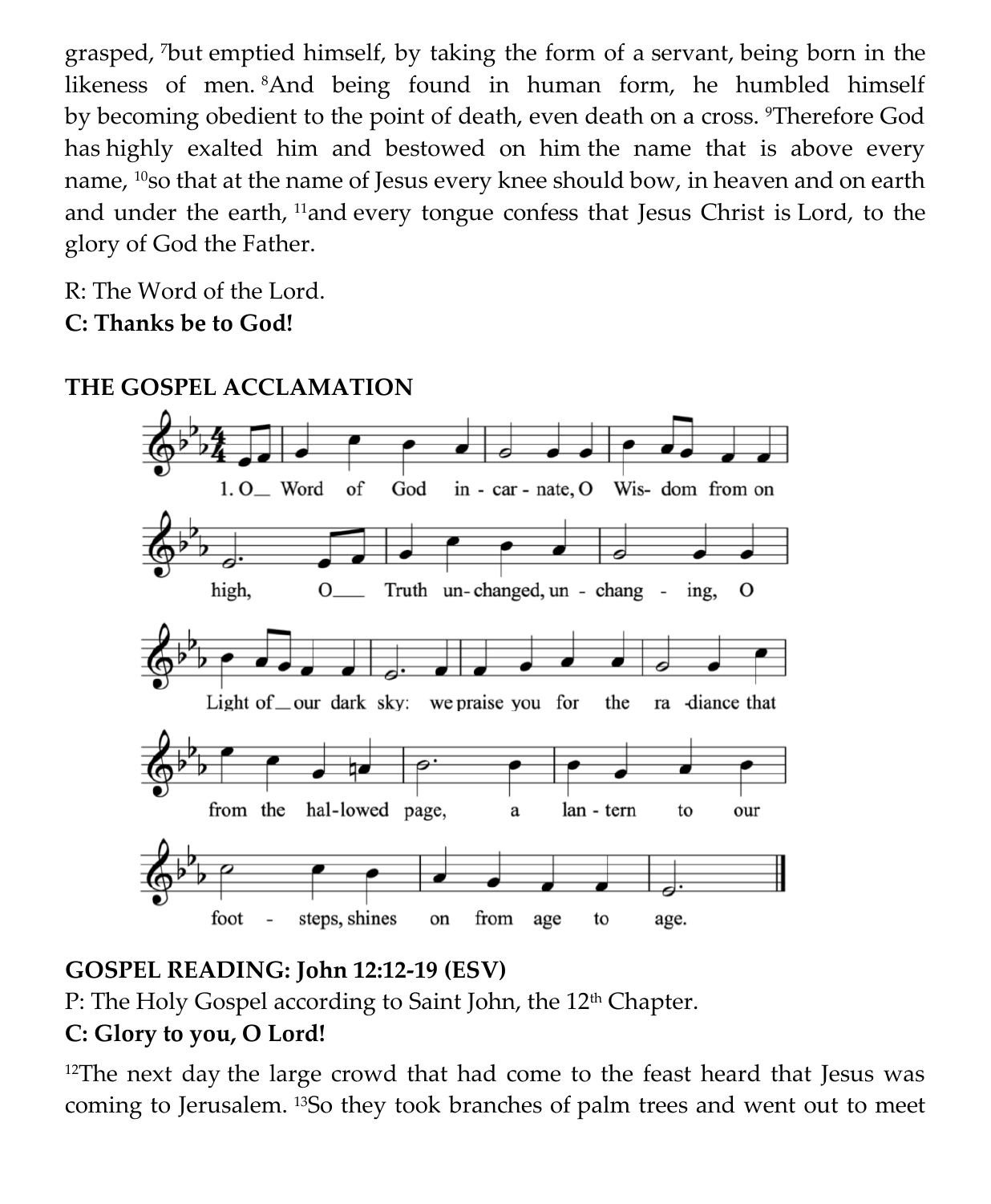grasped, [7]but emptied himself, by taking the form of a servant, being born in the likeness of men. [8]And being found in human form, he humbled himself by becoming obedient to the point of death, even death on a cross. [9]Therefore God has highly exalted him and bestowed on him the name that is above every name, [10]so that at the name of Jesus every knee should bow, in heaven and on earth and under the earth, [11]and every tongue confess that Jesus Christ is Lord, to the glory of God the Father.

R: The Word of the Lord.
**C: Thanks be to God!**

**THE GOSPEL ACCLAMATION**

1. O Word of God incarnate, O Wisdom from on high, O Truth unchanged, unchanging, O Light of our dark sky: we praise you for the radiance that from the hallowed page, a lantern to our footsteps, shines on from age to age.

**GOSPEL READING: John 12:12-19 (ESV)**
P: The Holy Gospel according to Saint John, the 12th Chapter.
**C: Glory to you, O Lord!**

[12]The next day the large crowd that had come to the feast heard that Jesus was coming to Jerusalem. [13]So they took branches of palm trees and went out to meet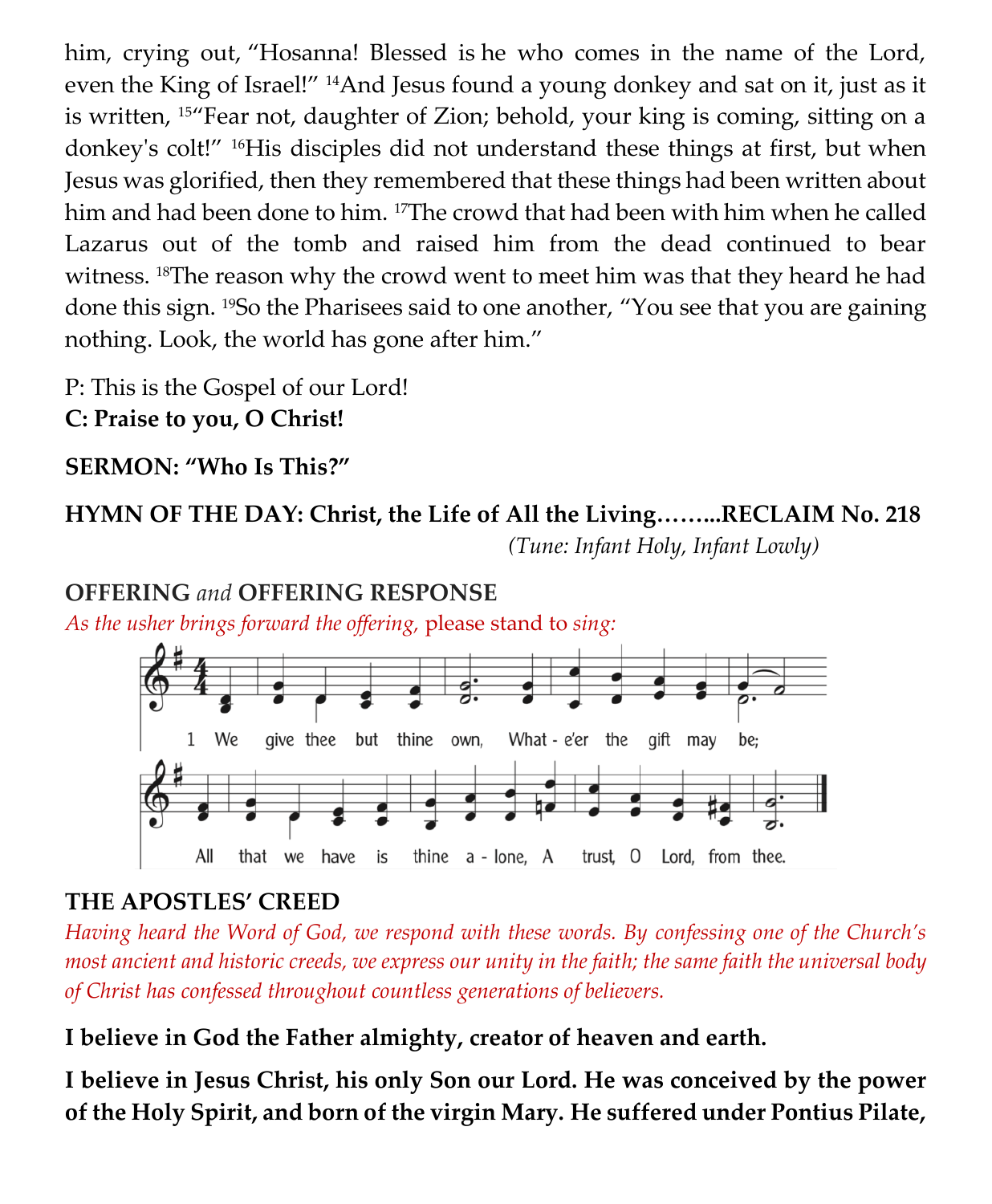him, crying out, "Hosanna! Blessed is he who comes in the name of the Lord, even the King of Israel!" [14]And Jesus found a young donkey and sat on it, just as it is written, [15]"Fear not, daughter of Zion; behold, your king is coming, sitting on a donkey's colt!" [16]His disciples did not understand these things at first, but when Jesus was glorified, then they remembered that these things had been written about him and had been done to him. [17]The crowd that had been with him when he called Lazarus out of the tomb and raised him from the dead continued to bear witness. [18]The reason why the crowd went to meet him was that they heard he had done this sign. [19]So the Pharisees said to one another, "You see that you are gaining nothing. Look, the world has gone after him."

P: This is the Gospel of our Lord!
**C: Praise to you, O Christ!**

**SERMON: "Who Is This?"**

**HYMN OF THE DAY: Christ, the Life of All the Living……...RECLAIM No. 218**
*(Tune: Infant Holy, Infant Lowly)*

**OFFERING** *and* **OFFERING RESPONSE**
*As the usher brings forward the offering,* please stand to *sing:*

1 We give thee but thine own, What - e'er the gift may be;
All that we have is thine a - lone, A trust, O Lord, from thee.

**THE APOSTLES' CREED**
*Having heard the Word of God, we respond with these words. By confessing one of the Church's most ancient and historic creeds, we express our unity in the faith; the same faith the universal body of Christ has confessed throughout countless generations of believers.*

**I believe in God the Father almighty, creator of heaven and earth.**

**I believe in Jesus Christ, his only Son our Lord. He was conceived by the power of the Holy Spirit, and born of the virgin Mary. He suffered under Pontius Pilate,**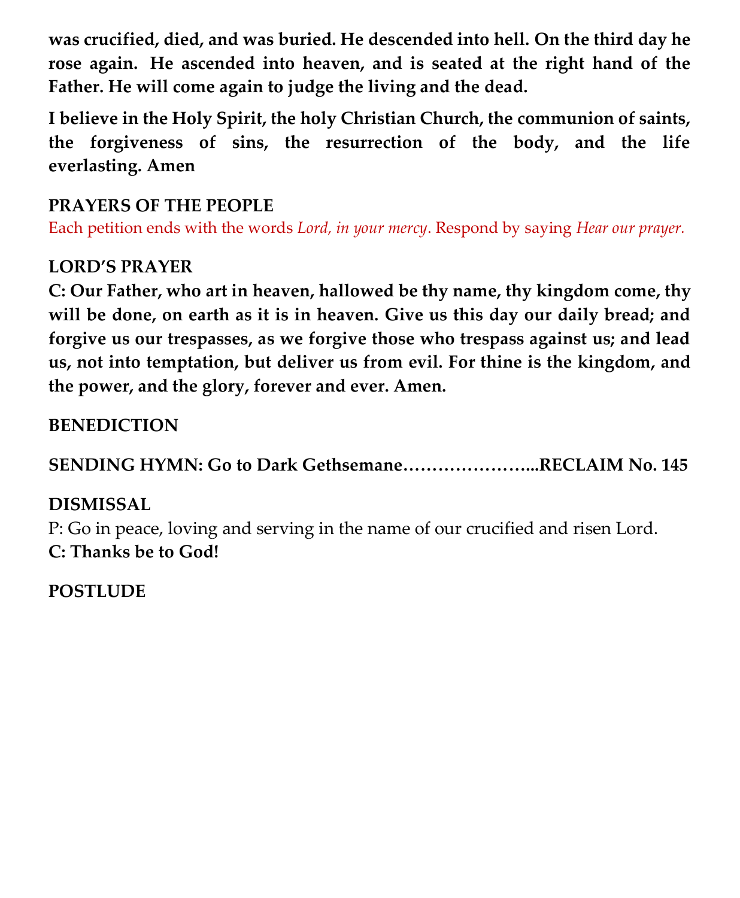**was crucified, died, and was buried. He descended into hell. On the third day he rose again. He ascended into heaven, and is seated at the right hand of the Father. He will come again to judge the living and the dead.**

**I believe in the Holy Spirit, the holy Christian Church, the communion of saints, the forgiveness of sins, the resurrection of the body, and the life everlasting. Amen**

**PRAYERS OF THE PEOPLE**
Each petition ends with the words *Lord, in your mercy*. Respond by saying *Hear our prayer.*

**LORD'S PRAYER**
**C: Our Father, who art in heaven, hallowed be thy name, thy kingdom come, thy will be done, on earth as it is in heaven. Give us this day our daily bread; and forgive us our trespasses, as we forgive those who trespass against us; and lead us, not into temptation, but deliver us from evil. For thine is the kingdom, and the power, and the glory, forever and ever. Amen.**

**BENEDICTION**

**SENDING HYMN: Go to Dark Gethsemane…………………...RECLAIM No. 145**

**DISMISSAL**
P: Go in peace, loving and serving in the name of our crucified and risen Lord.
**C: Thanks be to God!**

**POSTLUDE**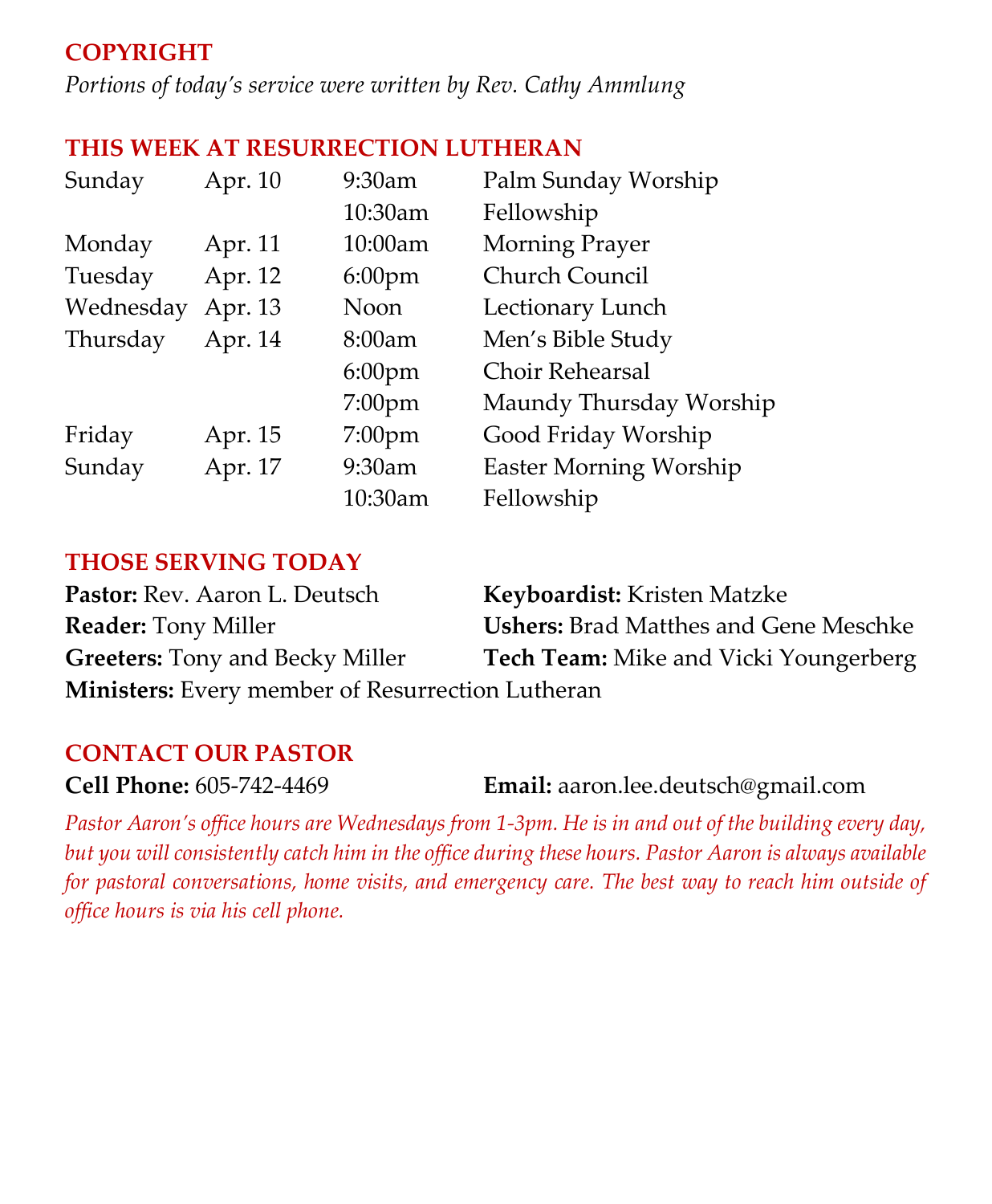## COPYRIGHT

*Portions of today's service were written by Rev. Cathy Ammlung*

## THIS WEEK AT RESURRECTION LUTHERAN

| | | | |
|---|---|---|---|
| Sunday | Apr. 10 | 9:30am | Palm Sunday Worship |
| | | 10:30am | Fellowship |
| Monday | Apr. 11 | 10:00am | Morning Prayer |
| Tuesday | Apr. 12 | 6:00pm | Church Council |
| Wednesday | Apr. 13 | Noon | Lectionary Lunch |
| Thursday | Apr. 14 | 8:00am | Men's Bible Study |
| | | 6:00pm | Choir Rehearsal |
| | | 7:00pm | Maundy Thursday Worship |
| Friday | Apr. 15 | 7:00pm | Good Friday Worship |
| Sunday | Apr. 17 | 9:30am | Easter Morning Worship |
| | | 10:30am | Fellowship |

## THOSE SERVING TODAY

**Pastor:** Rev. Aaron L. Deutsch
**Reader:** Tony Miller
**Greeters:** Tony and Becky Miller
**Keyboardist:** Kristen Matzke
**Ushers:** Brad Matthes and Gene Meschke
**Tech Team:** Mike and Vicki Youngerberg
**Ministers:** Every member of Resurrection Lutheran

## CONTACT OUR PASTOR

**Cell Phone:** 605-742-4469
**Email:** aaron.lee.deutsch@gmail.com

*Pastor Aaron's office hours are Wednesdays from 1-3pm. He is in and out of the building every day, but you will consistently catch him in the office during these hours. Pastor Aaron is always available for pastoral conversations, home visits, and emergency care. The best way to reach him outside of office hours is via his cell phone.*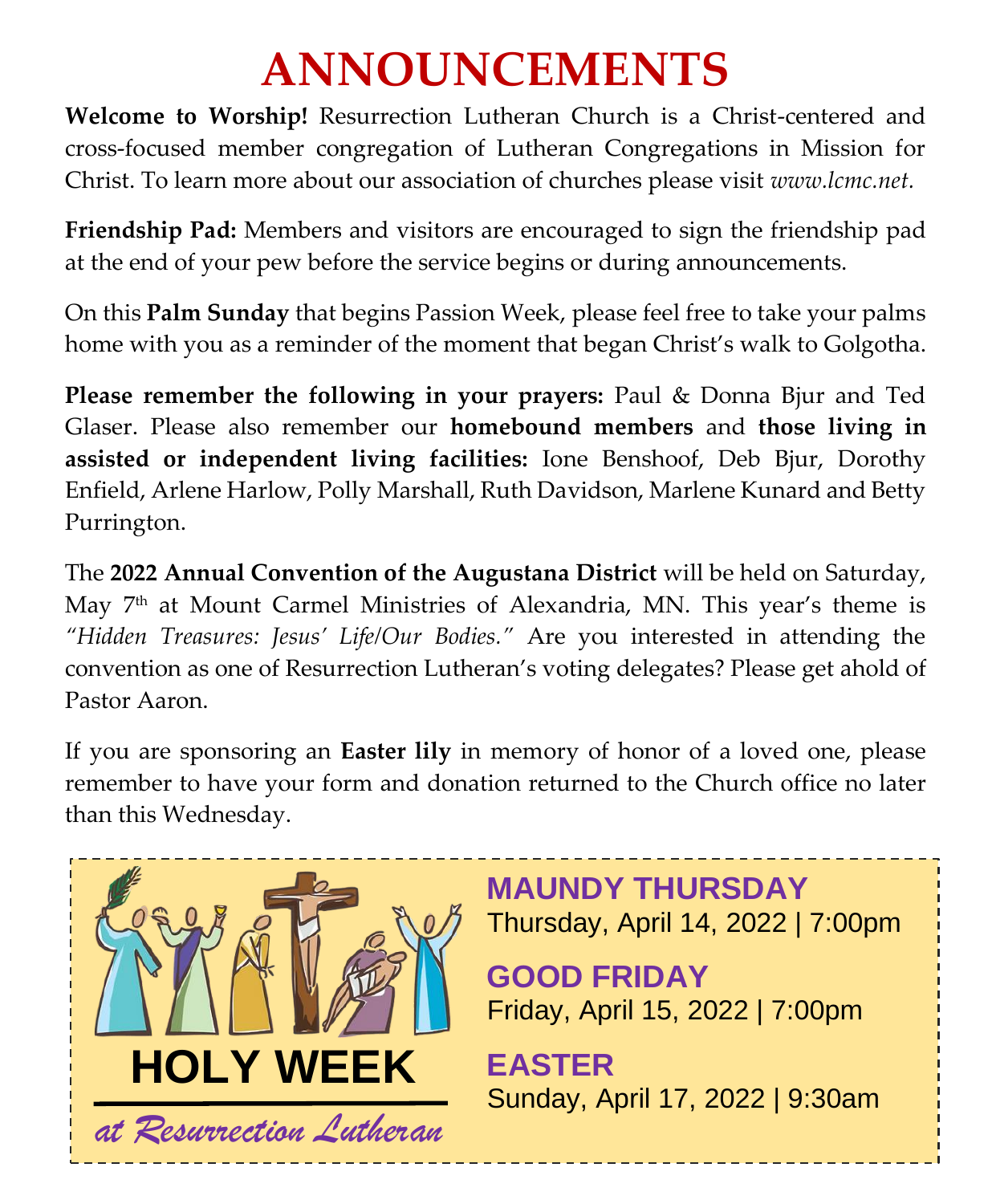# ANNOUNCEMENTS

**Welcome to Worship!** Resurrection Lutheran Church is a Christ-centered and cross-focused member congregation of Lutheran Congregations in Mission for Christ. To learn more about our association of churches please visit *www.lcmc.net.*

**Friendship Pad:** Members and visitors are encouraged to sign the friendship pad at the end of your pew before the service begins or during announcements.

On this **Palm Sunday** that begins Passion Week, please feel free to take your palms home with you as a reminder of the moment that began Christ's walk to Golgotha.

**Please remember the following in your prayers:** Paul & Donna Bjur and Ted Glaser. Please also remember our **homebound members** and **those living in assisted or independent living facilities:** Ione Benshoof, Deb Bjur, Dorothy Enfield, Arlene Harlow, Polly Marshall, Ruth Davidson, Marlene Kunard and Betty Purrington.

The **2022 Annual Convention of the Augustana District** will be held on Saturday, May 7th at Mount Carmel Ministries of Alexandria, MN. This year's theme is *"Hidden Treasures: Jesus' Life/Our Bodies."* Are you interested in attending the convention as one of Resurrection Lutheran's voting delegates? Please get ahold of Pastor Aaron.

If you are sponsoring an **Easter lily** in memory of honor of a loved one, please remember to have your form and donation returned to the Church office no later than this Wednesday.

**HOLY WEEK**

*at Resurrection Lutheran*

**MAUNDY THURSDAY**
Thursday, April 14, 2022 | 7:00pm

**GOOD FRIDAY**
Friday, April 15, 2022 | 7:00pm

**EASTER**
Sunday, April 17, 2022 | 9:30am